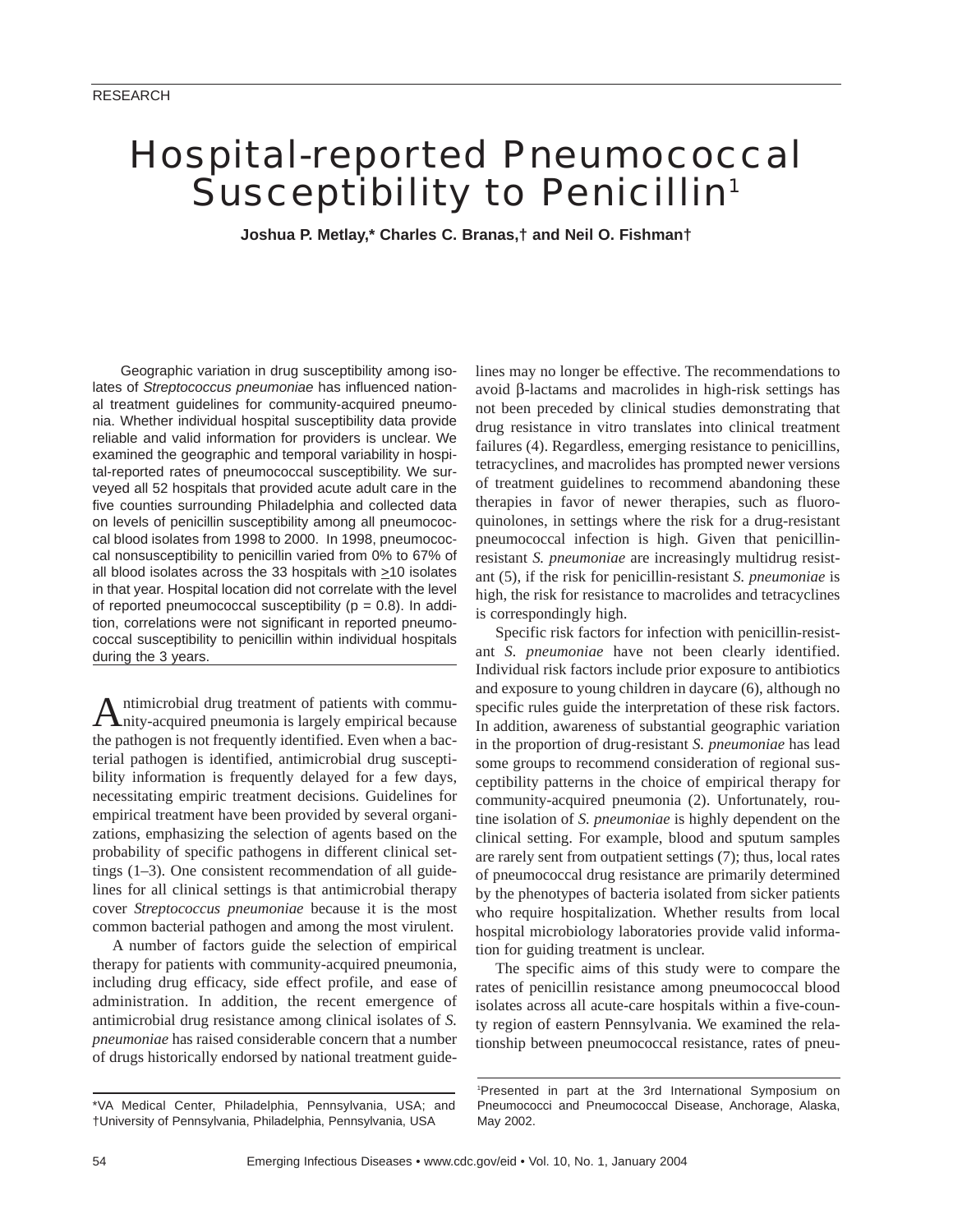RESEARCH

# Hospital-reported Pneumococcal Susceptibility to Penicillin[1]

**Joshua P. Metlay,* Charles C. Branas,† and Neil O. Fishman†**

Geographic variation in drug susceptibility among isolates of *Streptococcus pneumoniae* has influenced national treatment guidelines for community-acquired pneumonia. Whether individual hospital susceptibility data provide reliable and valid information for providers is unclear. We examined the geographic and temporal variability in hospital-reported rates of pneumococcal susceptibility. We surveyed all 52 hospitals that provided acute adult care in the five counties surrounding Philadelphia and collected data on levels of penicillin susceptibility among all pneumococcal blood isolates from 1998 to 2000. In 1998, pneumococcal nonsusceptibility to penicillin varied from 0% to 67% of all blood isolates across the 33 hospitals with ≥10 isolates in that year. Hospital location did not correlate with the level of reported pneumococcal susceptibility ($p = 0.8$). In addition, correlations were not significant in reported pneumococcal susceptibility to penicillin within individual hospitals during the 3 years.

Antimicrobial drug treatment of patients with community-acquired pneumonia is largely empirical because the pathogen is not frequently identified. Even when a bacterial pathogen is identified, antimicrobial drug susceptibility information is frequently delayed for a few days, necessitating empiric treatment decisions. Guidelines for empirical treatment have been provided by several organizations, emphasizing the selection of agents based on the probability of specific pathogens in different clinical settings (1–3). One consistent recommendation of all guidelines for all clinical settings is that antimicrobial therapy cover *Streptococcus pneumoniae* because it is the most common bacterial pathogen and among the most virulent.

A number of factors guide the selection of empirical therapy for patients with community-acquired pneumonia, including drug efficacy, side effect profile, and ease of administration. In addition, the recent emergence of antimicrobial drug resistance among clinical isolates of *S. pneumoniae* has raised considerable concern that a number of drugs historically endorsed by national treatment guidelines may no longer be effective. The recommendations to avoid β-lactams and macrolides in high-risk settings has not been preceded by clinical studies demonstrating that drug resistance in vitro translates into clinical treatment failures (4). Regardless, emerging resistance to penicillins, tetracyclines, and macrolides has prompted newer versions of treatment guidelines to recommend abandoning these therapies in favor of newer therapies, such as fluoroquinolones, in settings where the risk for a drug-resistant pneumococcal infection is high. Given that penicillin-resistant *S. pneumoniae* are increasingly multidrug resistant (5), if the risk for penicillin-resistant *S. pneumoniae* is high, the risk for resistance to macrolides and tetracyclines is correspondingly high.

Specific risk factors for infection with penicillin-resistant *S. pneumoniae* have not been clearly identified. Individual risk factors include prior exposure to antibiotics and exposure to young children in daycare (6), although no specific rules guide the interpretation of these risk factors. In addition, awareness of substantial geographic variation in the proportion of drug-resistant *S. pneumoniae* has lead some groups to recommend consideration of regional susceptibility patterns in the choice of empirical therapy for community-acquired pneumonia (2). Unfortunately, routine isolation of *S. pneumoniae* is highly dependent on the clinical setting. For example, blood and sputum samples are rarely sent from outpatient settings (7); thus, local rates of pneumococcal drug resistance are primarily determined by the phenotypes of bacteria isolated from sicker patients who require hospitalization. Whether results from local hospital microbiology laboratories provide valid information for guiding treatment is unclear.

The specific aims of this study were to compare the rates of penicillin resistance among pneumococcal blood isolates across all acute-care hospitals within a five-county region of eastern Pennsylvania. We examined the relationship between pneumococcal resistance, rates of pneu-

*VA Medical Center, Philadelphia, Pennsylvania, USA; and †University of Pennsylvania, Philadelphia, Pennsylvania, USA

[1]Presented in part at the 3rd International Symposium on Pneumococci and Pneumococcal Disease, Anchorage, Alaska, May 2002.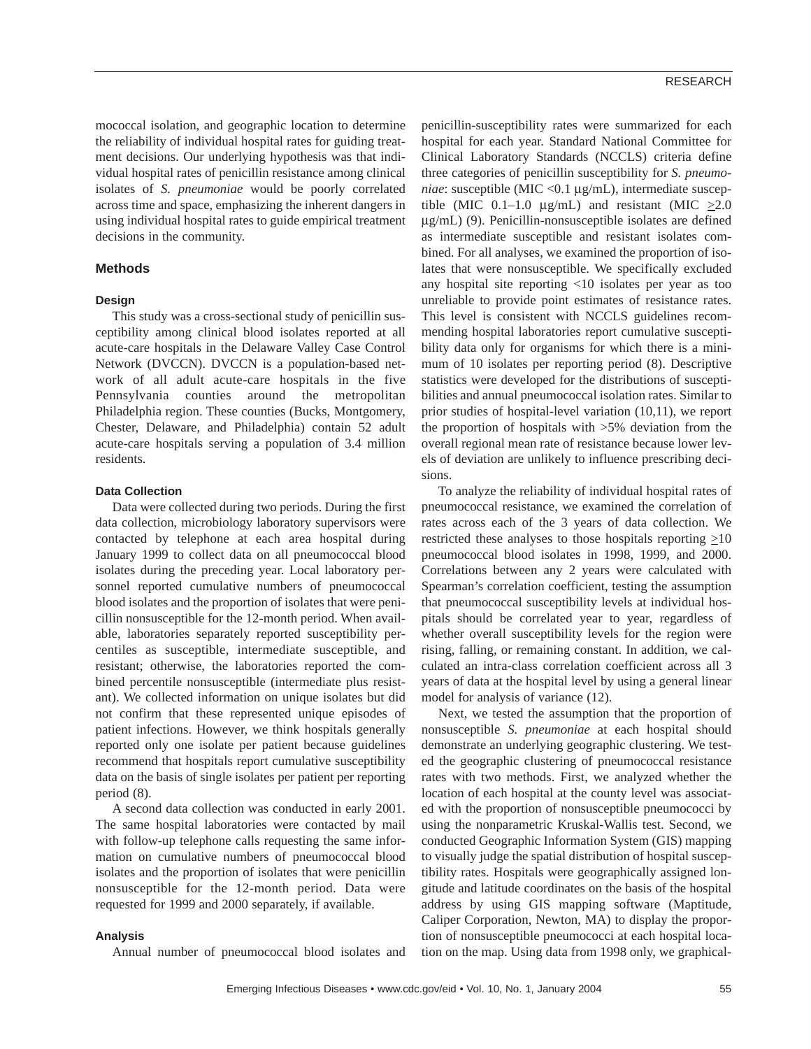mococcal isolation, and geographic location to determine the reliability of individual hospital rates for guiding treatment decisions. Our underlying hypothesis was that individual hospital rates of penicillin resistance among clinical isolates of *S. pneumoniae* would be poorly correlated across time and space, emphasizing the inherent dangers in using individual hospital rates to guide empirical treatment decisions in the community.

## Methods

### Design

This study was a cross-sectional study of penicillin susceptibility among clinical blood isolates reported at all acute-care hospitals in the Delaware Valley Case Control Network (DVCCN). DVCCN is a population-based network of all adult acute-care hospitals in the five Pennsylvania counties around the metropolitan Philadelphia region. These counties (Bucks, Montgomery, Chester, Delaware, and Philadelphia) contain 52 adult acute-care hospitals serving a population of 3.4 million residents.

### Data Collection

Data were collected during two periods. During the first data collection, microbiology laboratory supervisors were contacted by telephone at each area hospital during January 1999 to collect data on all pneumococcal blood isolates during the preceding year. Local laboratory personnel reported cumulative numbers of pneumococcal blood isolates and the proportion of isolates that were penicillin nonsusceptible for the 12-month period. When available, laboratories separately reported susceptibility percentiles as susceptible, intermediate susceptible, and resistant; otherwise, the laboratories reported the combined percentile nonsusceptible (intermediate plus resistant). We collected information on unique isolates but did not confirm that these represented unique episodes of patient infections. However, we think hospitals generally reported only one isolate per patient because guidelines recommend that hospitals report cumulative susceptibility data on the basis of single isolates per patient per reporting period (8).

A second data collection was conducted in early 2001. The same hospital laboratories were contacted by mail with follow-up telephone calls requesting the same information on cumulative numbers of pneumococcal blood isolates and the proportion of isolates that were penicillin nonsusceptible for the 12-month period. Data were requested for 1999 and 2000 separately, if available.

### Analysis

Annual number of pneumococcal blood isolates and penicillin-susceptibility rates were summarized for each hospital for each year. Standard National Committee for Clinical Laboratory Standards (NCCLS) criteria define three categories of penicillin susceptibility for *S. pneumoniae*: susceptible (MIC <0.1 µg/mL), intermediate susceptible (MIC 0.1–1.0 µg/mL) and resistant (MIC ≥2.0 µg/mL) (9). Penicillin-nonsusceptible isolates are defined as intermediate susceptible and resistant isolates combined. For all analyses, we examined the proportion of isolates that were nonsusceptible. We specifically excluded any hospital site reporting <10 isolates per year as too unreliable to provide point estimates of resistance rates. This level is consistent with NCCLS guidelines recommending hospital laboratories report cumulative susceptibility data only for organisms for which there is a minimum of 10 isolates per reporting period (8). Descriptive statistics were developed for the distributions of susceptibilities and annual pneumococcal isolation rates. Similar to prior studies of hospital-level variation (10,11), we report the proportion of hospitals with >5% deviation from the overall regional mean rate of resistance because lower levels of deviation are unlikely to influence prescribing decisions.

To analyze the reliability of individual hospital rates of pneumococcal resistance, we examined the correlation of rates across each of the 3 years of data collection. We restricted these analyses to those hospitals reporting ≥10 pneumococcal blood isolates in 1998, 1999, and 2000. Correlations between any 2 years were calculated with Spearman's correlation coefficient, testing the assumption that pneumococcal susceptibility levels at individual hospitals should be correlated year to year, regardless of whether overall susceptibility levels for the region were rising, falling, or remaining constant. In addition, we calculated an intra-class correlation coefficient across all 3 years of data at the hospital level by using a general linear model for analysis of variance (12).

Next, we tested the assumption that the proportion of nonsusceptible *S. pneumoniae* at each hospital should demonstrate an underlying geographic clustering. We tested the geographic clustering of pneumococcal resistance rates with two methods. First, we analyzed whether the location of each hospital at the county level was associated with the proportion of nonsusceptible pneumococci by using the nonparametric Kruskal-Wallis test. Second, we conducted Geographic Information System (GIS) mapping to visually judge the spatial distribution of hospital susceptibility rates. Hospitals were geographically assigned longitude and latitude coordinates on the basis of the hospital address by using GIS mapping software (Maptitude, Caliper Corporation, Newton, MA) to display the proportion of nonsusceptible pneumococci at each hospital location on the map. Using data from 1998 only, we graphical-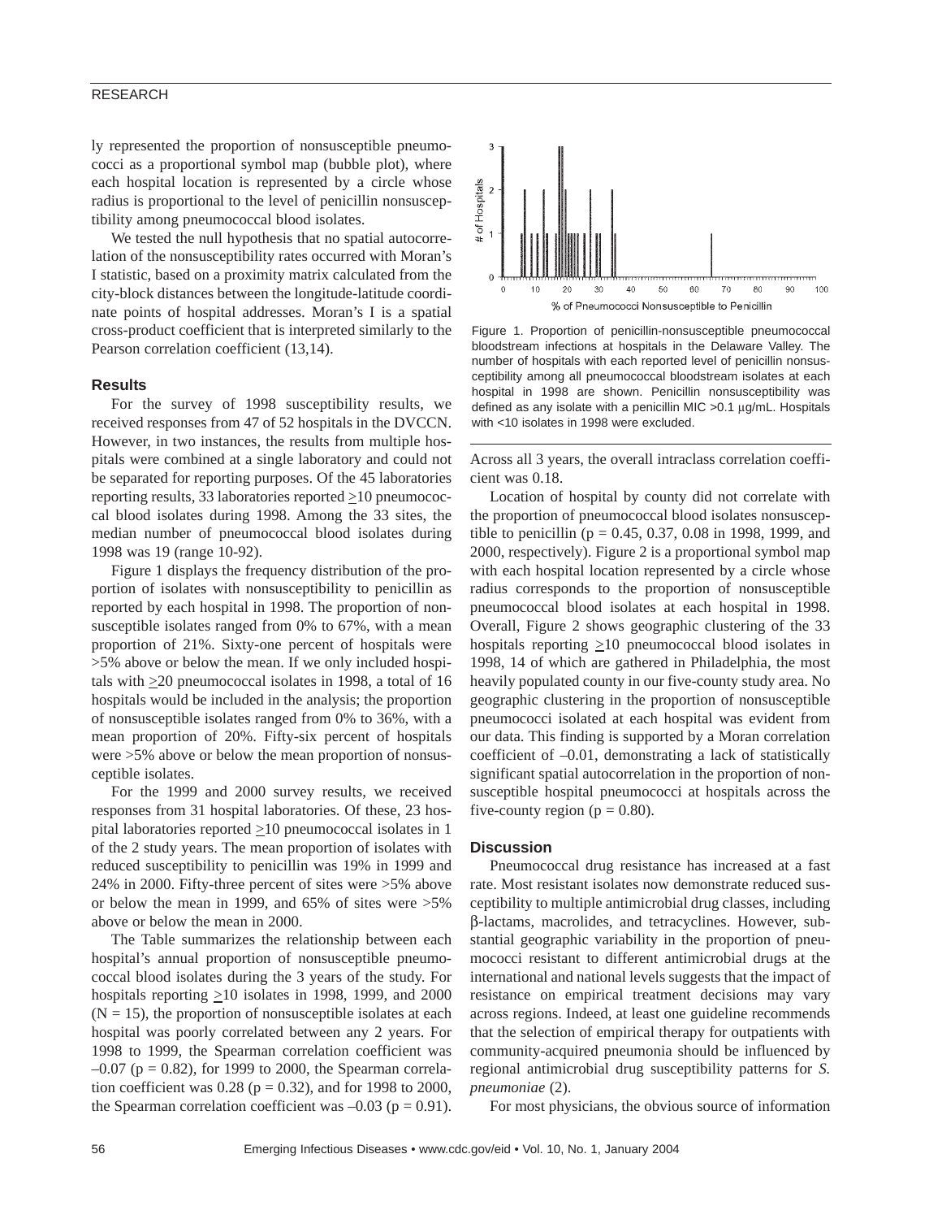ly represented the proportion of nonsusceptible pneumococci as a proportional symbol map (bubble plot), where each hospital location is represented by a circle whose radius is proportional to the level of penicillin nonsusceptibility among pneumococcal blood isolates.

We tested the null hypothesis that no spatial autocorrelation of the nonsusceptibility rates occurred with Moran's I statistic, based on a proximity matrix calculated from the city-block distances between the longitude-latitude coordinate points of hospital addresses. Moran's I is a spatial cross-product coefficient that is interpreted similarly to the Pearson correlation coefficient (13,14).

### Results

For the survey of 1998 susceptibility results, we received responses from 47 of 52 hospitals in the DVCCN. However, in two instances, the results from multiple hospitals were combined at a single laboratory and could not be separated for reporting purposes. Of the 45 laboratories reporting results, 33 laboratories reported $\geq$10 pneumococcal blood isolates during 1998. Among the 33 sites, the median number of pneumococcal blood isolates during 1998 was 19 (range 10-92).

Figure 1 displays the frequency distribution of the proportion of isolates with nonsusceptibility to penicillin as reported by each hospital in 1998. The proportion of nonsusceptible isolates ranged from 0% to 67%, with a mean proportion of 21%. Sixty-one percent of hospitals were >5% above or below the mean. If we only included hospitals with $\geq$20 pneumococcal isolates in 1998, a total of 16 hospitals would be included in the analysis; the proportion of nonsusceptible isolates ranged from 0% to 36%, with a mean proportion of 20%. Fifty-six percent of hospitals were >5% above or below the mean proportion of nonsusceptible isolates.

For the 1999 and 2000 survey results, we received responses from 31 hospital laboratories. Of these, 23 hospital laboratories reported $\geq$10 pneumococcal isolates in 1 of the 2 study years. The mean proportion of isolates with reduced susceptibility to penicillin was 19% in 1999 and 24% in 2000. Fifty-three percent of sites were >5% above or below the mean in 1999, and 65% of sites were >5% above or below the mean in 2000.

The Table summarizes the relationship between each hospital's annual proportion of nonsusceptible pneumococcal blood isolates during the 3 years of the study. For hospitals reporting $\geq$10 isolates in 1998, 1999, and 2000 ($N = 15$), the proportion of nonsusceptible isolates at each hospital was poorly correlated between any 2 years. For 1998 to 1999, the Spearman correlation coefficient was –0.07 ($p = 0.82$), for 1999 to 2000, the Spearman correlation coefficient was 0.28 ($p = 0.32$), and for 1998 to 2000, the Spearman correlation coefficient was –0.03 ($p = 0.91$).

Figure 1. Proportion of penicillin-nonsusceptible pneumococcal bloodstream infections at hospitals in the Delaware Valley. The number of hospitals with each reported level of penicillin nonsusceptibility among all pneumococcal bloodstream isolates at each hospital in 1998 are shown. Penicillin nonsusceptibility was defined as any isolate with a penicillin MIC >0.1 µg/mL. Hospitals with <10 isolates in 1998 were excluded.

Across all 3 years, the overall intraclass correlation coefficient was 0.18.

Location of hospital by county did not correlate with the proportion of pneumococcal blood isolates nonsusceptible to penicillin ($p = 0.45$, 0.37, 0.08 in 1998, 1999, and 2000, respectively). Figure 2 is a proportional symbol map with each hospital location represented by a circle whose radius corresponds to the proportion of nonsusceptible pneumococcal blood isolates at each hospital in 1998. Overall, Figure 2 shows geographic clustering of the 33 hospitals reporting $\geq$10 pneumococcal blood isolates in 1998, 14 of which are gathered in Philadelphia, the most heavily populated county in our five-county study area. No geographic clustering in the proportion of nonsusceptible pneumococci isolated at each hospital was evident from our data. This finding is supported by a Moran correlation coefficient of –0.01, demonstrating a lack of statistically significant spatial autocorrelation in the proportion of nonsusceptible hospital pneumococci at hospitals across the five-county region ($p = 0.80$).

### Discussion

Pneumococcal drug resistance has increased at a fast rate. Most resistant isolates now demonstrate reduced susceptibility to multiple antimicrobial drug classes, including β-lactams, macrolides, and tetracyclines. However, substantial geographic variability in the proportion of pneumococci resistant to different antimicrobial drugs at the international and national levels suggests that the impact of resistance on empirical treatment decisions may vary across regions. Indeed, at least one guideline recommends that the selection of empirical therapy for outpatients with community-acquired pneumonia should be influenced by regional antimicrobial drug susceptibility patterns for *S. pneumoniae* (2).

For most physicians, the obvious source of information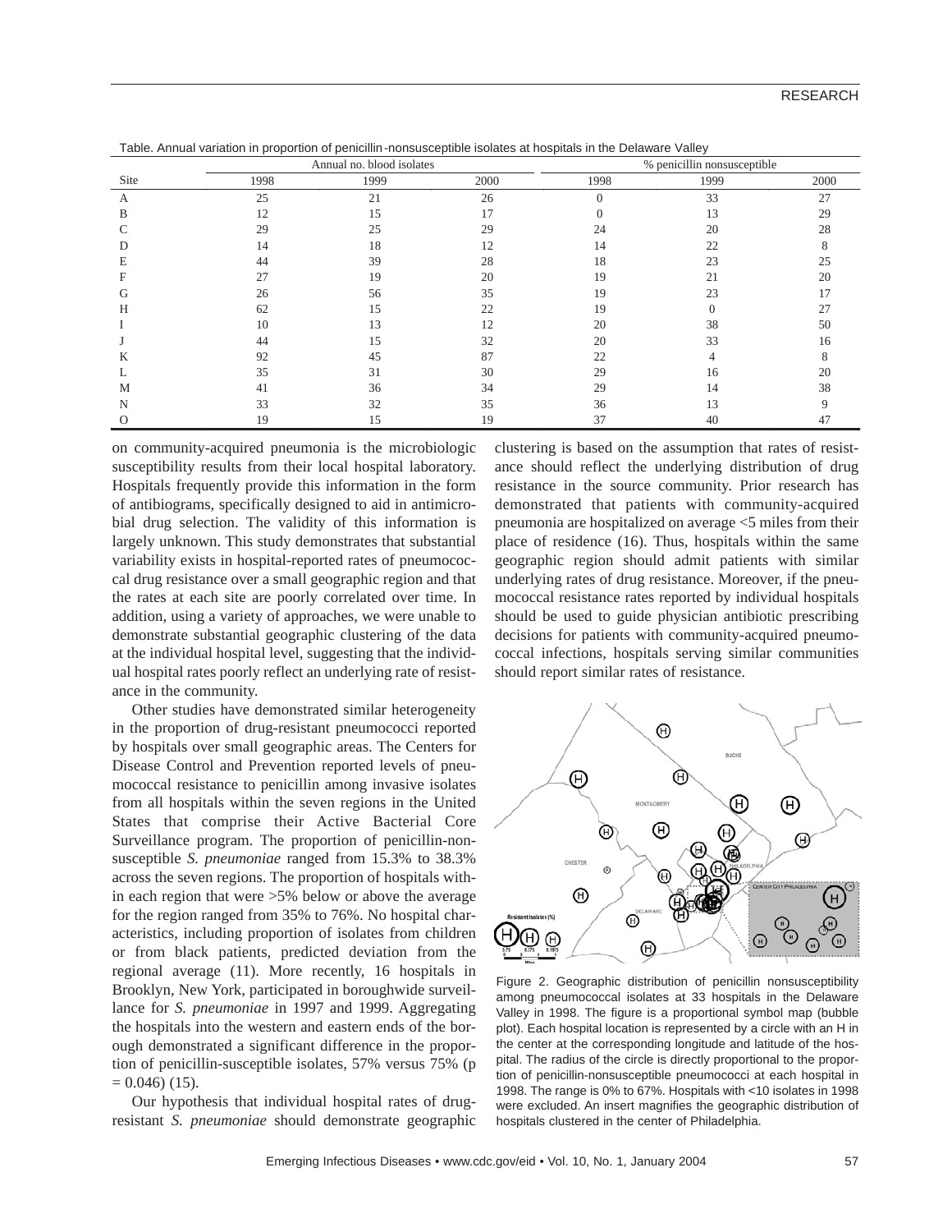Table. Annual variation in proportion of penicillin-nonsusceptible isolates at hospitals in the Delaware Valley

| Site | Annual no. blood isolates | | | % penicillin nonsusceptible | | |
|---|---|---|---|---|---|---|
| | 1998 | 1999 | 2000 | 1998 | 1999 | 2000 |
| A | 25 | 21 | 26 | 0 | 33 | 27 |
| B | 12 | 15 | 17 | 0 | 13 | 29 |
| C | 29 | 25 | 29 | 24 | 20 | 28 |
| D | 14 | 18 | 12 | 14 | 22 | 8 |
| E | 44 | 39 | 28 | 18 | 23 | 25 |
| F | 27 | 19 | 20 | 19 | 21 | 20 |
| G | 26 | 56 | 35 | 19 | 23 | 17 |
| H | 62 | 15 | 22 | 19 | 0 | 27 |
| I | 10 | 13 | 12 | 20 | 38 | 50 |
| J | 44 | 15 | 32 | 20 | 33 | 16 |
| K | 92 | 45 | 87 | 22 | 4 | 8 |
| L | 35 | 31 | 30 | 29 | 16 | 20 |
| M | 41 | 36 | 34 | 29 | 14 | 38 |
| N | 33 | 32 | 35 | 36 | 13 | 9 |
| O | 19 | 15 | 19 | 37 | 40 | 47 |

on community-acquired pneumonia is the microbiologic susceptibility results from their local hospital laboratory. Hospitals frequently provide this information in the form of antibiograms, specifically designed to aid in antimicrobial drug selection. The validity of this information is largely unknown. This study demonstrates that substantial variability exists in hospital-reported rates of pneumococcal drug resistance over a small geographic region and that the rates at each site are poorly correlated over time. In addition, using a variety of approaches, we were unable to demonstrate substantial geographic clustering of the data at the individual hospital level, suggesting that the individual hospital rates poorly reflect an underlying rate of resistance in the community.

Other studies have demonstrated similar heterogeneity in the proportion of drug-resistant pneumococci reported by hospitals over small geographic areas. The Centers for Disease Control and Prevention reported levels of pneumococcal resistance to penicillin among invasive isolates from all hospitals within the seven regions in the United States that comprise their Active Bacterial Core Surveillance program. The proportion of penicillin-nonsusceptible *S. pneumoniae* ranged from 15.3% to 38.3% across the seven regions. The proportion of hospitals within each region that were >5% below or above the average for the region ranged from 35% to 76%. No hospital characteristics, including proportion of isolates from children or from black patients, predicted deviation from the regional average (11). More recently, 16 hospitals in Brooklyn, New York, participated in boroughwide surveillance for *S. pneumoniae* in 1997 and 1999. Aggregating the hospitals into the western and eastern ends of the borough demonstrated a significant difference in the proportion of penicillin-susceptible isolates, 57% versus 75% ($p = 0.046$) (15).

Our hypothesis that individual hospital rates of drug-resistant *S. pneumoniae* should demonstrate geographic clustering is based on the assumption that rates of resistance should reflect the underlying distribution of drug resistance in the source community. Prior research has demonstrated that patients with community-acquired pneumonia are hospitalized on average <5 miles from their place of residence (16). Thus, hospitals within the same geographic region should admit patients with similar underlying rates of drug resistance. Moreover, if the pneumococcal resistance rates reported by individual hospitals should be used to guide physician antibiotic prescribing decisions for patients with community-acquired pneumococcal infections, hospitals serving similar communities should report similar rates of resistance.

Figure 2. Geographic distribution of penicillin nonsusceptibility among pneumococcal isolates at 33 hospitals in the Delaware Valley in 1998. The figure is a proportional symbol map (bubble plot). Each hospital location is represented by a circle with an H in the center at the corresponding longitude and latitude of the hospital. The radius of the circle is directly proportional to the proportion of penicillin-nonsusceptible pneumococci at each hospital in 1998. The range is 0% to 67%. Hospitals with <10 isolates in 1998 were excluded. An insert magnifies the geographic distribution of hospitals clustered in the center of Philadelphia.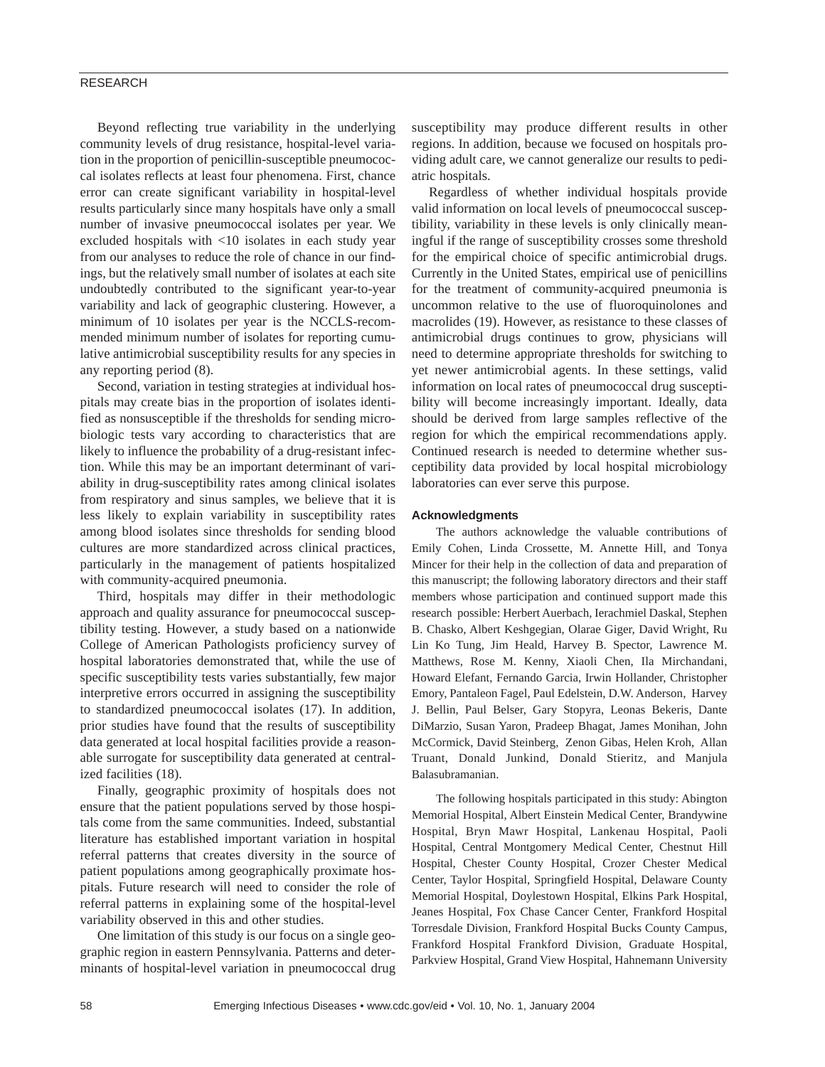Beyond reflecting true variability in the underlying community levels of drug resistance, hospital-level variation in the proportion of penicillin-susceptible pneumococcal isolates reflects at least four phenomena. First, chance error can create significant variability in hospital-level results particularly since many hospitals have only a small number of invasive pneumococcal isolates per year. We excluded hospitals with <10 isolates in each study year from our analyses to reduce the role of chance in our findings, but the relatively small number of isolates at each site undoubtedly contributed to the significant year-to-year variability and lack of geographic clustering. However, a minimum of 10 isolates per year is the NCCLS-recommended minimum number of isolates for reporting cumulative antimicrobial susceptibility results for any species in any reporting period (8).

Second, variation in testing strategies at individual hospitals may create bias in the proportion of isolates identified as nonsusceptible if the thresholds for sending microbiologic tests vary according to characteristics that are likely to influence the probability of a drug-resistant infection. While this may be an important determinant of variability in drug-susceptibility rates among clinical isolates from respiratory and sinus samples, we believe that it is less likely to explain variability in susceptibility rates among blood isolates since thresholds for sending blood cultures are more standardized across clinical practices, particularly in the management of patients hospitalized with community-acquired pneumonia.

Third, hospitals may differ in their methodologic approach and quality assurance for pneumococcal susceptibility testing. However, a study based on a nationwide College of American Pathologists proficiency survey of hospital laboratories demonstrated that, while the use of specific susceptibility tests varies substantially, few major interpretive errors occurred in assigning the susceptibility to standardized pneumococcal isolates (17). In addition, prior studies have found that the results of susceptibility data generated at local hospital facilities provide a reasonable surrogate for susceptibility data generated at centralized facilities (18).

Finally, geographic proximity of hospitals does not ensure that the patient populations served by those hospitals come from the same communities. Indeed, substantial literature has established important variation in hospital referral patterns that creates diversity in the source of patient populations among geographically proximate hospitals. Future research will need to consider the role of referral patterns in explaining some of the hospital-level variability observed in this and other studies.

One limitation of this study is our focus on a single geographic region in eastern Pennsylvania. Patterns and determinants of hospital-level variation in pneumococcal drug susceptibility may produce different results in other regions. In addition, because we focused on hospitals providing adult care, we cannot generalize our results to pediatric hospitals.

Regardless of whether individual hospitals provide valid information on local levels of pneumococcal susceptibility, variability in these levels is only clinically meaningful if the range of susceptibility crosses some threshold for the empirical choice of specific antimicrobial drugs. Currently in the United States, empirical use of penicillins for the treatment of community-acquired pneumonia is uncommon relative to the use of fluoroquinolones and macrolides (19). However, as resistance to these classes of antimicrobial drugs continues to grow, physicians will need to determine appropriate thresholds for switching to yet newer antimicrobial agents. In these settings, valid information on local rates of pneumococcal drug susceptibility will become increasingly important. Ideally, data should be derived from large samples reflective of the region for which the empirical recommendations apply. Continued research is needed to determine whether susceptibility data provided by local hospital microbiology laboratories can ever serve this purpose.

### Acknowledgments

The authors acknowledge the valuable contributions of Emily Cohen, Linda Crossette, M. Annette Hill, and Tonya Mincer for their help in the collection of data and preparation of this manuscript; the following laboratory directors and their staff members whose participation and continued support made this research possible: Herbert Auerbach, Ierachmiel Daskal, Stephen B. Chasko, Albert Keshgegian, Olarae Giger, David Wright, Ru Lin Ko Tung, Jim Heald, Harvey B. Spector, Lawrence M. Matthews, Rose M. Kenny, Xiaoli Chen, Ila Mirchandani, Howard Elefant, Fernando Garcia, Irwin Hollander, Christopher Emory, Pantaleon Fagel, Paul Edelstein, D.W. Anderson, Harvey J. Bellin, Paul Belser, Gary Stopyra, Leonas Bekeris, Dante DiMarzio, Susan Yaron, Pradeep Bhagat, James Monihan, John McCormick, David Steinberg, Zenon Gibas, Helen Kroh, Allan Truant, Donald Junkind, Donald Stieritz, and Manjula Balasubramanian.

The following hospitals participated in this study: Abington Memorial Hospital, Albert Einstein Medical Center, Brandywine Hospital, Bryn Mawr Hospital, Lankenau Hospital, Paoli Hospital, Central Montgomery Medical Center, Chestnut Hill Hospital, Chester County Hospital, Crozer Chester Medical Center, Taylor Hospital, Springfield Hospital, Delaware County Memorial Hospital, Doylestown Hospital, Elkins Park Hospital, Jeanes Hospital, Fox Chase Cancer Center, Frankford Hospital Torresdale Division, Frankford Hospital Bucks County Campus, Frankford Hospital Frankford Division, Graduate Hospital, Parkview Hospital, Grand View Hospital, Hahnemann University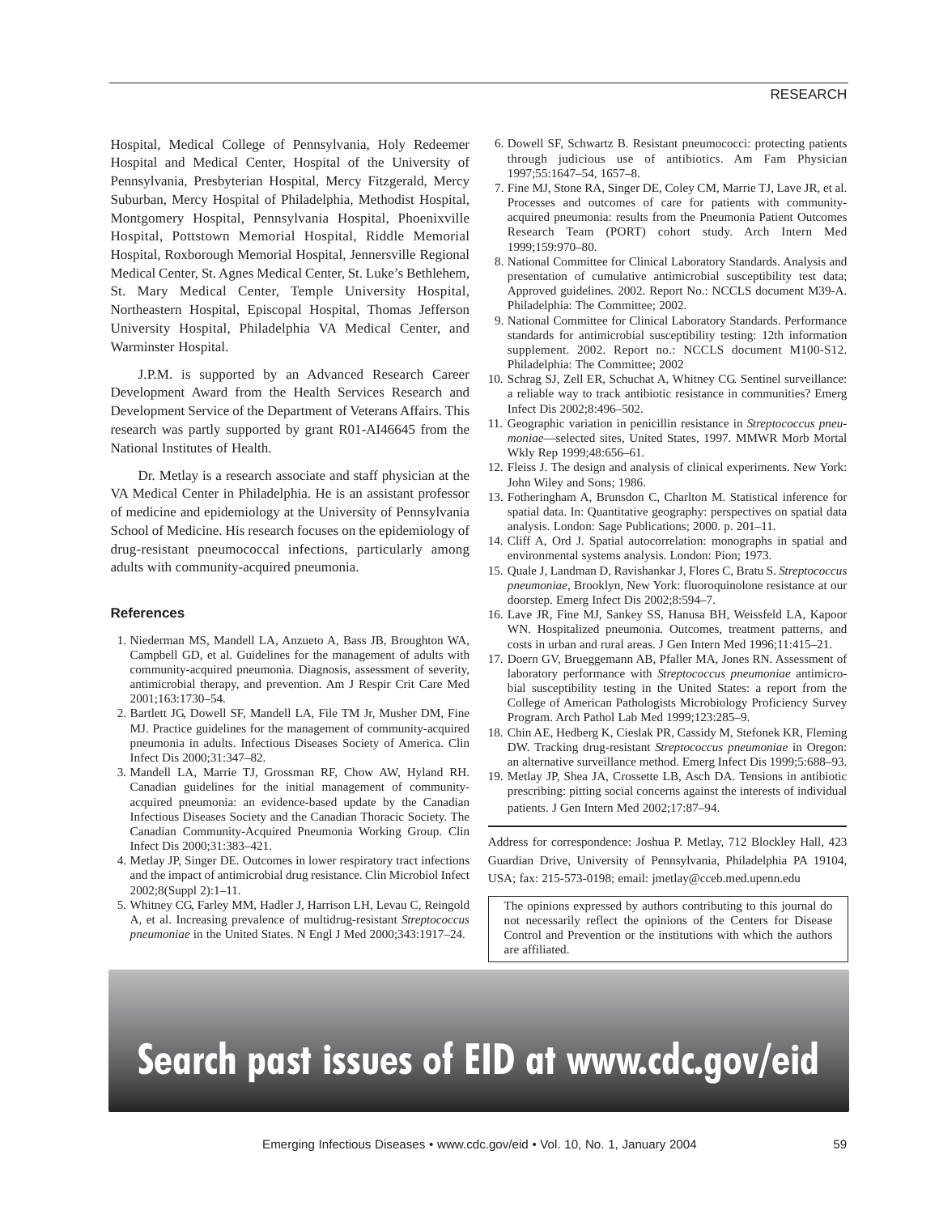Hospital, Medical College of Pennsylvania, Holy Redeemer Hospital and Medical Center, Hospital of the University of Pennsylvania, Presbyterian Hospital, Mercy Fitzgerald, Mercy Suburban, Mercy Hospital of Philadelphia, Methodist Hospital, Montgomery Hospital, Pennsylvania Hospital, Phoenixville Hospital, Pottstown Memorial Hospital, Riddle Memorial Hospital, Roxborough Memorial Hospital, Jennersville Regional Medical Center, St. Agnes Medical Center, St. Luke's Bethlehem, St. Mary Medical Center, Temple University Hospital, Northeastern Hospital, Episcopal Hospital, Thomas Jefferson University Hospital, Philadelphia VA Medical Center, and Warminster Hospital.

J.P.M. is supported by an Advanced Research Career Development Award from the Health Services Research and Development Service of the Department of Veterans Affairs. This research was partly supported by grant R01-AI46645 from the National Institutes of Health.

Dr. Metlay is a research associate and staff physician at the VA Medical Center in Philadelphia. He is an assistant professor of medicine and epidemiology at the University of Pennsylvania School of Medicine. His research focuses on the epidemiology of drug-resistant pneumococcal infections, particularly among adults with community-acquired pneumonia.

### References

1. Niederman MS, Mandell LA, Anzueto A, Bass JB, Broughton WA, Campbell GD, et al. Guidelines for the management of adults with community-acquired pneumonia. Diagnosis, assessment of severity, antimicrobial therapy, and prevention. Am J Respir Crit Care Med 2001;163:1730–54.
2. Bartlett JG, Dowell SF, Mandell LA, File TM Jr, Musher DM, Fine MJ. Practice guidelines for the management of community-acquired pneumonia in adults. Infectious Diseases Society of America. Clin Infect Dis 2000;31:347–82.
3. Mandell LA, Marrie TJ, Grossman RF, Chow AW, Hyland RH. Canadian guidelines for the initial management of community-acquired pneumonia: an evidence-based update by the Canadian Infectious Diseases Society and the Canadian Thoracic Society. The Canadian Community-Acquired Pneumonia Working Group. Clin Infect Dis 2000;31:383–421.
4. Metlay JP, Singer DE. Outcomes in lower respiratory tract infections and the impact of antimicrobial drug resistance. Clin Microbiol Infect 2002;8(Suppl 2):1–11.
5. Whitney CG, Farley MM, Hadler J, Harrison LH, Levau C, Reingold A, et al. Increasing prevalence of multidrug-resistant *Streptococcus pneumoniae* in the United States. N Engl J Med 2000;343:1917–24.
6. Dowell SF, Schwartz B. Resistant pneumococci: protecting patients through judicious use of antibiotics. Am Fam Physician 1997;55:1647–54, 1657–8.
7. Fine MJ, Stone RA, Singer DE, Coley CM, Marrie TJ, Lave JR, et al. Processes and outcomes of care for patients with community-acquired pneumonia: results from the Pneumonia Patient Outcomes Research Team (PORT) cohort study. Arch Intern Med 1999;159:970–80.
8. National Committee for Clinical Laboratory Standards. Analysis and presentation of cumulative antimicrobial susceptibility test data; Approved guidelines. 2002. Report No.: NCCLS document M39-A. Philadelphia: The Committee; 2002.
9. National Committee for Clinical Laboratory Standards. Performance standards for antimicrobial susceptibility testing: 12th information supplement. 2002. Report no.: NCCLS document M100-S12. Philadelphia: The Committee; 2002
10. Schrag SJ, Zell ER, Schuchat A, Whitney CG. Sentinel surveillance: a reliable way to track antibiotic resistance in communities? Emerg Infect Dis 2002;8:496–502.
11. Geographic variation in penicillin resistance in *Streptococcus pneumoniae*—selected sites, United States, 1997. MMWR Morb Mortal Wkly Rep 1999;48:656–61.
12. Fleiss J. The design and analysis of clinical experiments. New York: John Wiley and Sons; 1986.
13. Fotheringham A, Brunsdon C, Charlton M. Statistical inference for spatial data. In: Quantitative geography: perspectives on spatial data analysis. London: Sage Publications; 2000. p. 201–11.
14. Cliff A, Ord J. Spatial autocorrelation: monographs in spatial and environmental systems analysis. London: Pion; 1973.
15. Quale J, Landman D, Ravishankar J, Flores C, Bratu S. *Streptococcus pneumoniae*, Brooklyn, New York: fluoroquinolone resistance at our doorstep. Emerg Infect Dis 2002;8:594–7.
16. Lave JR, Fine MJ, Sankey SS, Hanusa BH, Weissfeld LA, Kapoor WN. Hospitalized pneumonia. Outcomes, treatment patterns, and costs in urban and rural areas. J Gen Intern Med 1996;11:415–21.
17. Doern GV, Brueggemann AB, Pfaller MA, Jones RN. Assessment of laboratory performance with *Streptococcus pneumoniae* antimicrobial susceptibility testing in the United States: a report from the College of American Pathologists Microbiology Proficiency Survey Program. Arch Pathol Lab Med 1999;123:285–9.
18. Chin AE, Hedberg K, Cieslak PR, Cassidy M, Stefonek KR, Fleming DW. Tracking drug-resistant *Streptococcus pneumoniae* in Oregon: an alternative surveillance method. Emerg Infect Dis 1999;5:688–93.
19. Metlay JP, Shea JA, Crossette LB, Asch DA. Tensions in antibiotic prescribing: pitting social concerns against the interests of individual patients. J Gen Intern Med 2002;17:87–94.

Address for correspondence: Joshua P. Metlay, 712 Blockley Hall, 423 Guardian Drive, University of Pennsylvania, Philadelphia PA 19104, USA; fax: 215-573-0198; email: jmetlay@cceb.med.upenn.edu

The opinions expressed by authors contributing to this journal do not necessarily reflect the opinions of the Centers for Disease Control and Prevention or the institutions with which the authors are affiliated.

**Search past issues of EID at www.cdc.gov/eid**